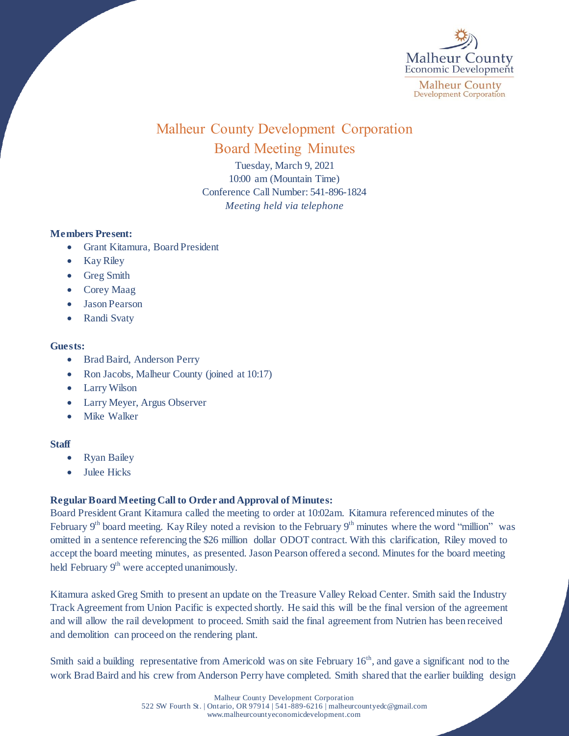# Malheur County Development Corporation

## Board Meeting Minutes

Tuesday, March 9, 2021
10:00 am (Mountain Time)
Conference Call Number: 541-896-1824
*Meeting held via telephone*

**Members Present:**

- Grant Kitamura, Board President
- Kay Riley
- Greg Smith
- Corey Maag
- Jason Pearson
- Randi Svaty

**Guests:**

- Brad Baird, Anderson Perry
- Ron Jacobs, Malheur County (joined at 10:17)
- Larry Wilson
- Larry Meyer, Argus Observer
- Mike Walker

**Staff**

- Ryan Bailey
- Julee Hicks

**Regular Board Meeting Call to Order and Approval of Minutes:**

Board President Grant Kitamura called the meeting to order at 10:02am. Kitamura referenced minutes of the February 9th board meeting. Kay Riley noted a revision to the February 9th minutes where the word "million" was omitted in a sentence referencing the $26 million dollar ODOT contract. With this clarification, Riley moved to accept the board meeting minutes, as presented. Jason Pearson offered a second. Minutes for the board meeting held February 9th were accepted unanimously.

Kitamura asked Greg Smith to present an update on the Treasure Valley Reload Center. Smith said the Industry Track Agreement from Union Pacific is expected shortly. He said this will be the final version of the agreement and will allow the rail development to proceed. Smith said the final agreement from Nutrien has been received and demolition can proceed on the rendering plant.

Smith said a building representative from Americold was on site February 16th, and gave a significant nod to the work Brad Baird and his crew from Anderson Perry have completed. Smith shared that the earlier building design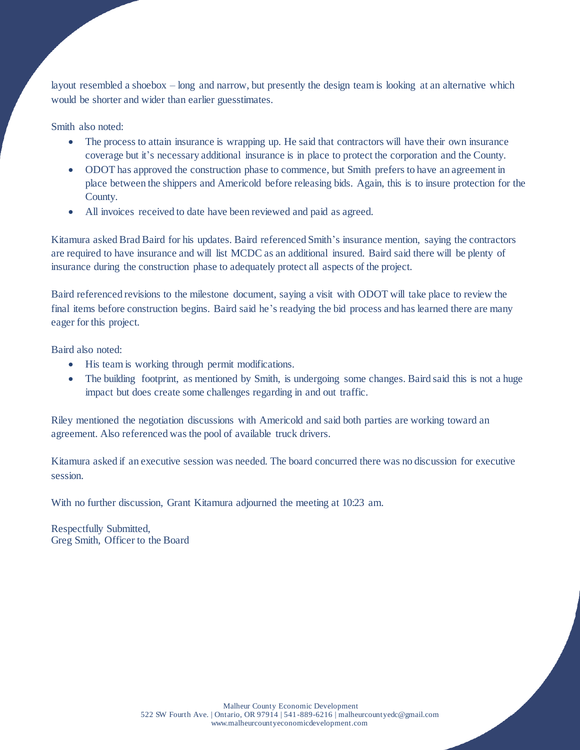layout resembled a shoebox – long and narrow, but presently the design team is looking at an alternative which would be shorter and wider than earlier guesstimates.

Smith also noted:

- The process to attain insurance is wrapping up. He said that contractors will have their own insurance coverage but it's necessary additional insurance is in place to protect the corporation and the County.
- ODOT has approved the construction phase to commence, but Smith prefers to have an agreement in place between the shippers and Americold before releasing bids. Again, this is to insure protection for the County.
- All invoices received to date have been reviewed and paid as agreed.

Kitamura asked Brad Baird for his updates. Baird referenced Smith's insurance mention, saying the contractors are required to have insurance and will list MCDC as an additional insured. Baird said there will be plenty of insurance during the construction phase to adequately protect all aspects of the project.

Baird referenced revisions to the milestone document, saying a visit with ODOT will take place to review the final items before construction begins. Baird said he's readying the bid process and has learned there are many eager for this project.

Baird also noted:

- His team is working through permit modifications.
- The building footprint, as mentioned by Smith, is undergoing some changes. Baird said this is not a huge impact but does create some challenges regarding in and out traffic.

Riley mentioned the negotiation discussions with Americold and said both parties are working toward an agreement. Also referenced was the pool of available truck drivers.

Kitamura asked if an executive session was needed. The board concurred there was no discussion for executive session.

With no further discussion, Grant Kitamura adjourned the meeting at 10:23 am.

Respectfully Submitted,
Greg Smith, Officer to the Board